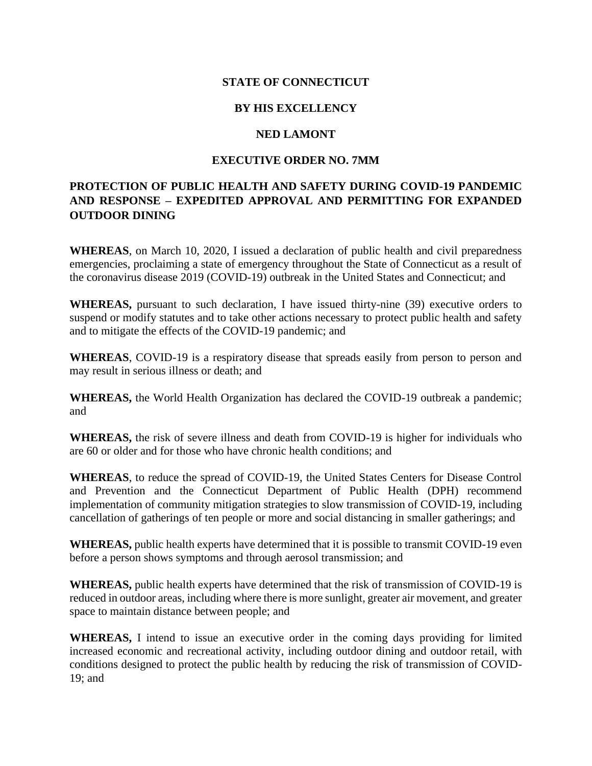**STATE OF CONNECTICUT**

**BY HIS EXCELLENCY**

**NED LAMONT**

**EXECUTIVE ORDER NO. 7MM**

**PROTECTION OF PUBLIC HEALTH AND SAFETY DURING COVID-19 PANDEMIC AND RESPONSE – EXPEDITED APPROVAL AND PERMITTING FOR EXPANDED OUTDOOR DINING**

**WHEREAS**, on March 10, 2020, I issued a declaration of public health and civil preparedness emergencies, proclaiming a state of emergency throughout the State of Connecticut as a result of the coronavirus disease 2019 (COVID-19) outbreak in the United States and Connecticut; and

**WHEREAS,** pursuant to such declaration, I have issued thirty-nine (39) executive orders to suspend or modify statutes and to take other actions necessary to protect public health and safety and to mitigate the effects of the COVID-19 pandemic; and

**WHEREAS**, COVID-19 is a respiratory disease that spreads easily from person to person and may result in serious illness or death; and

**WHEREAS,** the World Health Organization has declared the COVID-19 outbreak a pandemic; and

**WHEREAS,** the risk of severe illness and death from COVID-19 is higher for individuals who are 60 or older and for those who have chronic health conditions; and

**WHEREAS**, to reduce the spread of COVID-19, the United States Centers for Disease Control and Prevention and the Connecticut Department of Public Health (DPH) recommend implementation of community mitigation strategies to slow transmission of COVID-19, including cancellation of gatherings of ten people or more and social distancing in smaller gatherings; and

**WHEREAS,** public health experts have determined that it is possible to transmit COVID-19 even before a person shows symptoms and through aerosol transmission; and

**WHEREAS,** public health experts have determined that the risk of transmission of COVID-19 is reduced in outdoor areas, including where there is more sunlight, greater air movement, and greater space to maintain distance between people; and

**WHEREAS,** I intend to issue an executive order in the coming days providing for limited increased economic and recreational activity, including outdoor dining and outdoor retail, with conditions designed to protect the public health by reducing the risk of transmission of COVID-19; and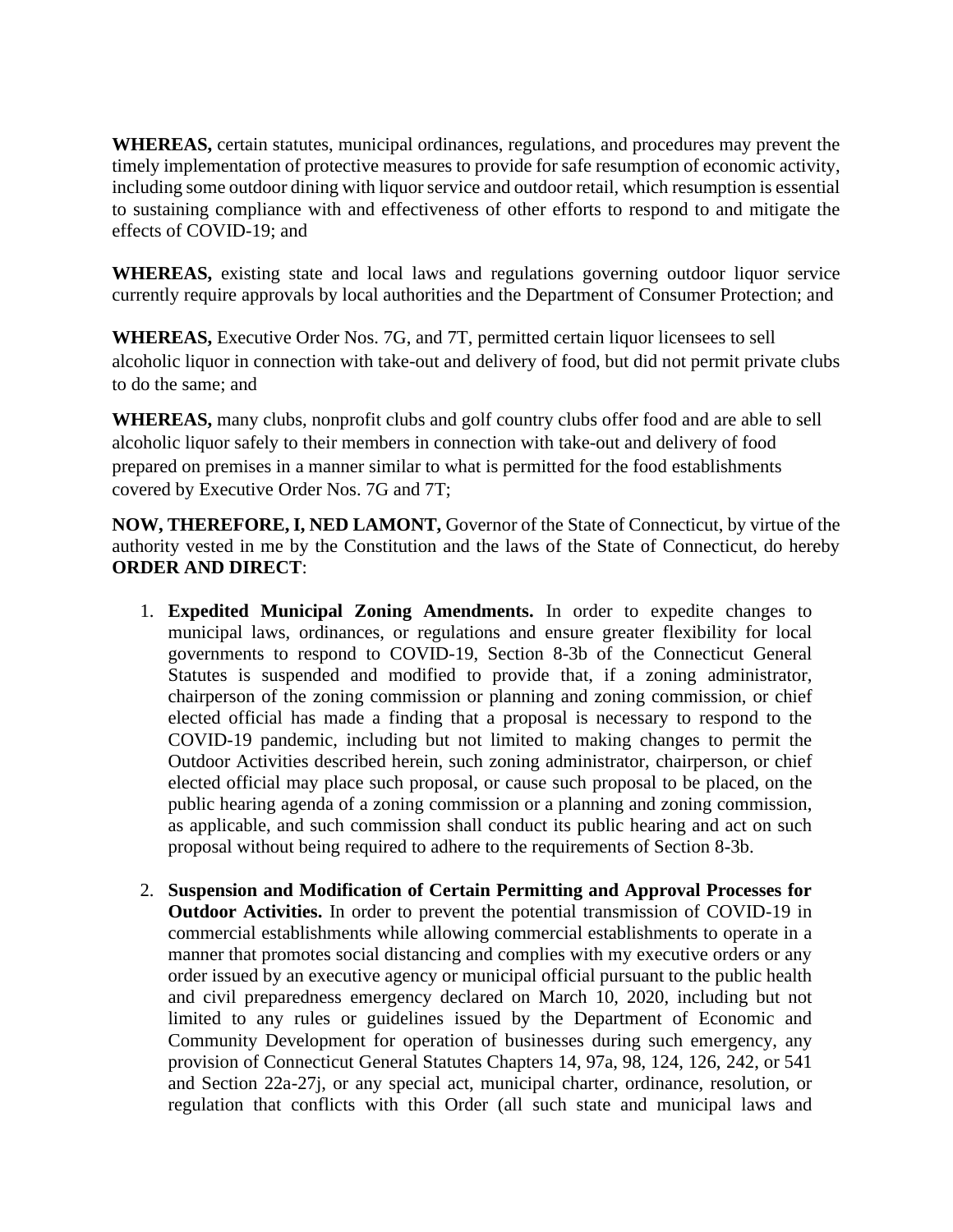**WHEREAS,** certain statutes, municipal ordinances, regulations, and procedures may prevent the timely implementation of protective measures to provide for safe resumption of economic activity, including some outdoor dining with liquor service and outdoor retail, which resumption is essential to sustaining compliance with and effectiveness of other efforts to respond to and mitigate the effects of COVID-19; and

**WHEREAS,** existing state and local laws and regulations governing outdoor liquor service currently require approvals by local authorities and the Department of Consumer Protection; and

**WHEREAS,** Executive Order Nos. 7G, and 7T, permitted certain liquor licensees to sell alcoholic liquor in connection with take-out and delivery of food, but did not permit private clubs to do the same; and

**WHEREAS,** many clubs, nonprofit clubs and golf country clubs offer food and are able to sell alcoholic liquor safely to their members in connection with take-out and delivery of food prepared on premises in a manner similar to what is permitted for the food establishments covered by Executive Order Nos. 7G and 7T;

**NOW, THEREFORE, I, NED LAMONT,** Governor of the State of Connecticut, by virtue of the authority vested in me by the Constitution and the laws of the State of Connecticut, do hereby **ORDER AND DIRECT**:

1. **Expedited Municipal Zoning Amendments.** In order to expedite changes to municipal laws, ordinances, or regulations and ensure greater flexibility for local governments to respond to COVID-19, Section 8-3b of the Connecticut General Statutes is suspended and modified to provide that, if a zoning administrator, chairperson of the zoning commission or planning and zoning commission, or chief elected official has made a finding that a proposal is necessary to respond to the COVID-19 pandemic, including but not limited to making changes to permit the Outdoor Activities described herein, such zoning administrator, chairperson, or chief elected official may place such proposal, or cause such proposal to be placed, on the public hearing agenda of a zoning commission or a planning and zoning commission, as applicable, and such commission shall conduct its public hearing and act on such proposal without being required to adhere to the requirements of Section 8-3b.

2. **Suspension and Modification of Certain Permitting and Approval Processes for Outdoor Activities.** In order to prevent the potential transmission of COVID-19 in commercial establishments while allowing commercial establishments to operate in a manner that promotes social distancing and complies with my executive orders or any order issued by an executive agency or municipal official pursuant to the public health and civil preparedness emergency declared on March 10, 2020, including but not limited to any rules or guidelines issued by the Department of Economic and Community Development for operation of businesses during such emergency, any provision of Connecticut General Statutes Chapters 14, 97a, 98, 124, 126, 242, or 541 and Section 22a-27j, or any special act, municipal charter, ordinance, resolution, or regulation that conflicts with this Order (all such state and municipal laws and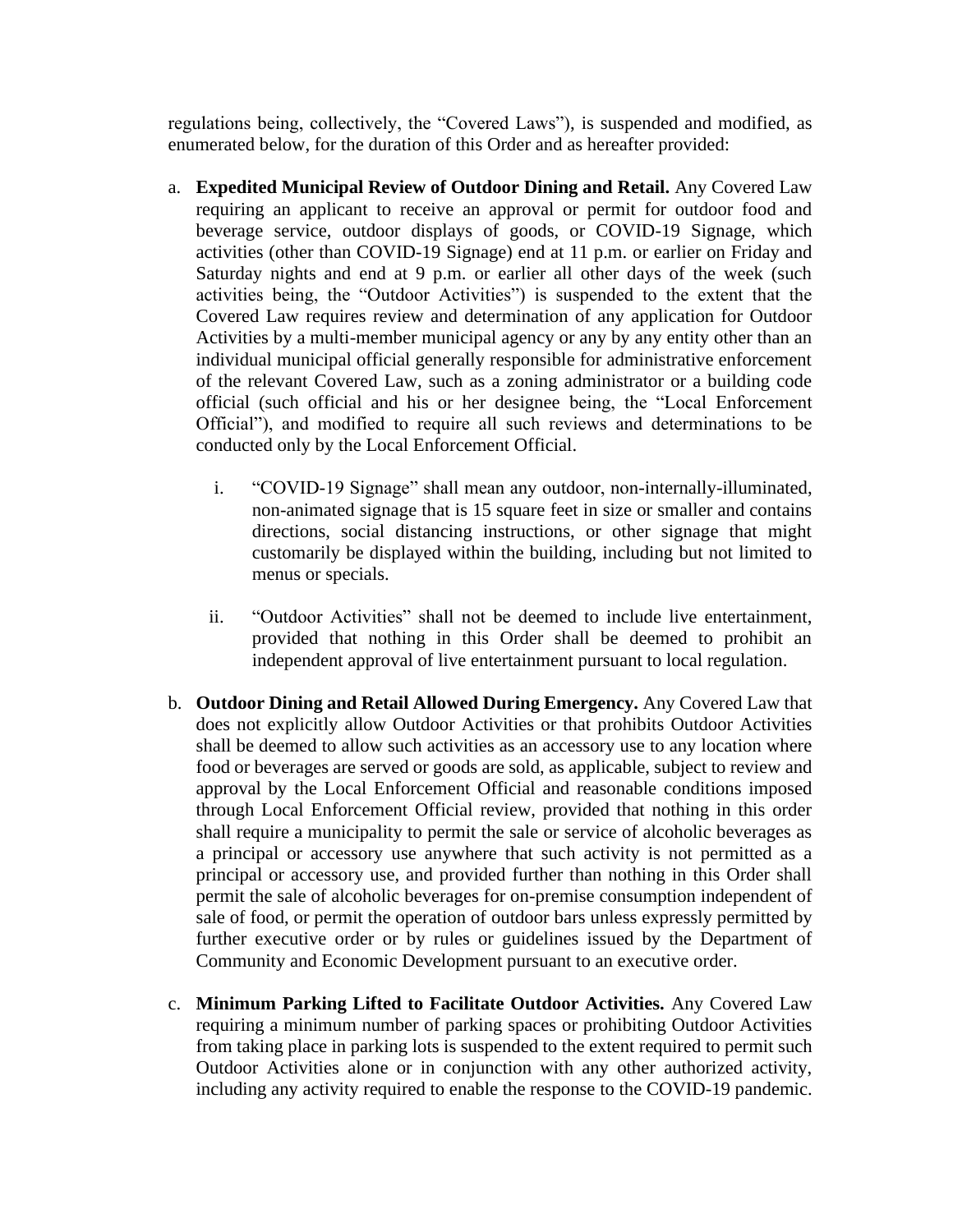regulations being, collectively, the "Covered Laws"), is suspended and modified, as enumerated below, for the duration of this Order and as hereafter provided:

a. **Expedited Municipal Review of Outdoor Dining and Retail.** Any Covered Law requiring an applicant to receive an approval or permit for outdoor food and beverage service, outdoor displays of goods, or COVID-19 Signage, which activities (other than COVID-19 Signage) end at 11 p.m. or earlier on Friday and Saturday nights and end at 9 p.m. or earlier all other days of the week (such activities being, the "Outdoor Activities") is suspended to the extent that the Covered Law requires review and determination of any application for Outdoor Activities by a multi-member municipal agency or any by any entity other than an individual municipal official generally responsible for administrative enforcement of the relevant Covered Law, such as a zoning administrator or a building code official (such official and his or her designee being, the "Local Enforcement Official"), and modified to require all such reviews and determinations to be conducted only by the Local Enforcement Official.

   i. "COVID-19 Signage" shall mean any outdoor, non-internally-illuminated, non-animated signage that is 15 square feet in size or smaller and contains directions, social distancing instructions, or other signage that might customarily be displayed within the building, including but not limited to menus or specials.

   ii. "Outdoor Activities" shall not be deemed to include live entertainment, provided that nothing in this Order shall be deemed to prohibit an independent approval of live entertainment pursuant to local regulation.

b. **Outdoor Dining and Retail Allowed During Emergency.** Any Covered Law that does not explicitly allow Outdoor Activities or that prohibits Outdoor Activities shall be deemed to allow such activities as an accessory use to any location where food or beverages are served or goods are sold, as applicable, subject to review and approval by the Local Enforcement Official and reasonable conditions imposed through Local Enforcement Official review, provided that nothing in this order shall require a municipality to permit the sale or service of alcoholic beverages as a principal or accessory use anywhere that such activity is not permitted as a principal or accessory use, and provided further than nothing in this Order shall permit the sale of alcoholic beverages for on-premise consumption independent of sale of food, or permit the operation of outdoor bars unless expressly permitted by further executive order or by rules or guidelines issued by the Department of Community and Economic Development pursuant to an executive order.

c. **Minimum Parking Lifted to Facilitate Outdoor Activities.** Any Covered Law requiring a minimum number of parking spaces or prohibiting Outdoor Activities from taking place in parking lots is suspended to the extent required to permit such Outdoor Activities alone or in conjunction with any other authorized activity, including any activity required to enable the response to the COVID-19 pandemic.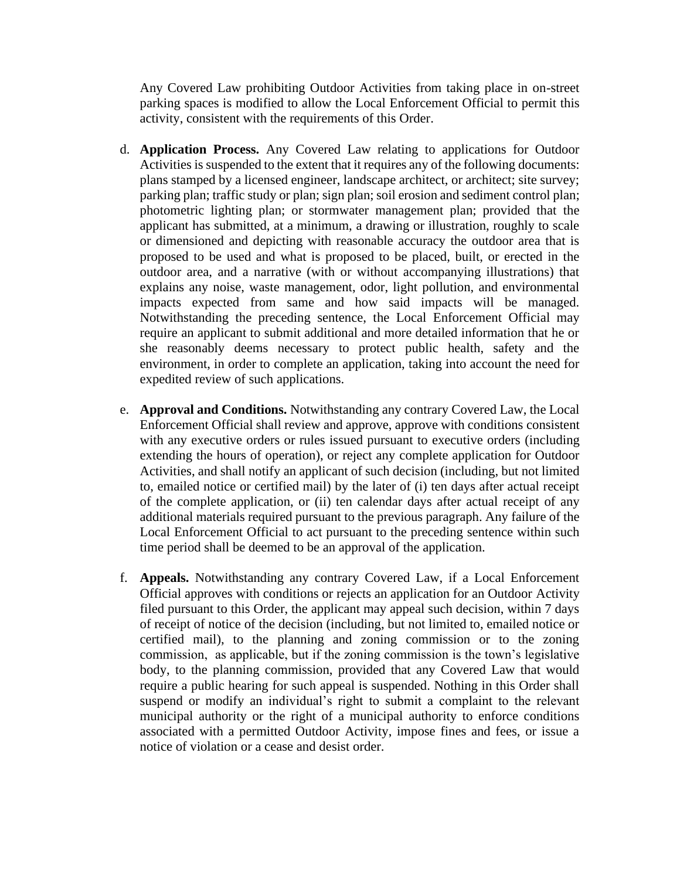Any Covered Law prohibiting Outdoor Activities from taking place in on-street parking spaces is modified to allow the Local Enforcement Official to permit this activity, consistent with the requirements of this Order.

d. **Application Process.** Any Covered Law relating to applications for Outdoor Activities is suspended to the extent that it requires any of the following documents: plans stamped by a licensed engineer, landscape architect, or architect; site survey; parking plan; traffic study or plan; sign plan; soil erosion and sediment control plan; photometric lighting plan; or stormwater management plan; provided that the applicant has submitted, at a minimum, a drawing or illustration, roughly to scale or dimensioned and depicting with reasonable accuracy the outdoor area that is proposed to be used and what is proposed to be placed, built, or erected in the outdoor area, and a narrative (with or without accompanying illustrations) that explains any noise, waste management, odor, light pollution, and environmental impacts expected from same and how said impacts will be managed. Notwithstanding the preceding sentence, the Local Enforcement Official may require an applicant to submit additional and more detailed information that he or she reasonably deems necessary to protect public health, safety and the environment, in order to complete an application, taking into account the need for expedited review of such applications.

e. **Approval and Conditions.** Notwithstanding any contrary Covered Law, the Local Enforcement Official shall review and approve, approve with conditions consistent with any executive orders or rules issued pursuant to executive orders (including extending the hours of operation), or reject any complete application for Outdoor Activities, and shall notify an applicant of such decision (including, but not limited to, emailed notice or certified mail) by the later of (i) ten days after actual receipt of the complete application, or (ii) ten calendar days after actual receipt of any additional materials required pursuant to the previous paragraph. Any failure of the Local Enforcement Official to act pursuant to the preceding sentence within such time period shall be deemed to be an approval of the application.

f. **Appeals.** Notwithstanding any contrary Covered Law, if a Local Enforcement Official approves with conditions or rejects an application for an Outdoor Activity filed pursuant to this Order, the applicant may appeal such decision, within 7 days of receipt of notice of the decision (including, but not limited to, emailed notice or certified mail), to the planning and zoning commission or to the zoning commission, as applicable, but if the zoning commission is the town's legislative body, to the planning commission, provided that any Covered Law that would require a public hearing for such appeal is suspended. Nothing in this Order shall suspend or modify an individual's right to submit a complaint to the relevant municipal authority or the right of a municipal authority to enforce conditions associated with a permitted Outdoor Activity, impose fines and fees, or issue a notice of violation or a cease and desist order.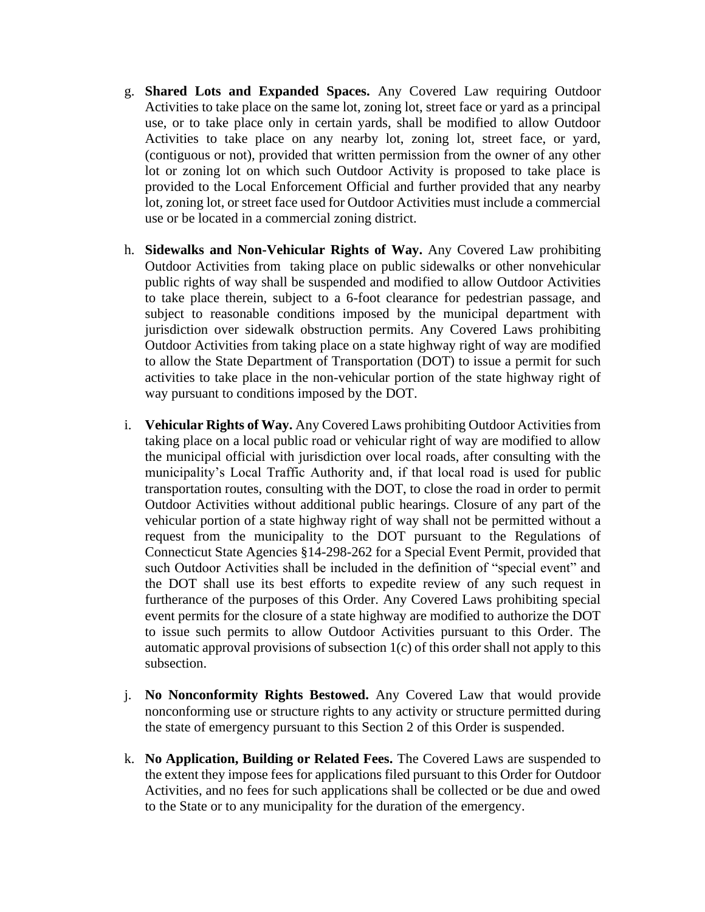g. **Shared Lots and Expanded Spaces.** Any Covered Law requiring Outdoor Activities to take place on the same lot, zoning lot, street face or yard as a principal use, or to take place only in certain yards, shall be modified to allow Outdoor Activities to take place on any nearby lot, zoning lot, street face, or yard, (contiguous or not), provided that written permission from the owner of any other lot or zoning lot on which such Outdoor Activity is proposed to take place is provided to the Local Enforcement Official and further provided that any nearby lot, zoning lot, or street face used for Outdoor Activities must include a commercial use or be located in a commercial zoning district.

h. **Sidewalks and Non-Vehicular Rights of Way.** Any Covered Law prohibiting Outdoor Activities from taking place on public sidewalks or other nonvehicular public rights of way shall be suspended and modified to allow Outdoor Activities to take place therein, subject to a 6-foot clearance for pedestrian passage, and subject to reasonable conditions imposed by the municipal department with jurisdiction over sidewalk obstruction permits. Any Covered Laws prohibiting Outdoor Activities from taking place on a state highway right of way are modified to allow the State Department of Transportation (DOT) to issue a permit for such activities to take place in the non-vehicular portion of the state highway right of way pursuant to conditions imposed by the DOT.

i. **Vehicular Rights of Way.** Any Covered Laws prohibiting Outdoor Activities from taking place on a local public road or vehicular right of way are modified to allow the municipal official with jurisdiction over local roads, after consulting with the municipality's Local Traffic Authority and, if that local road is used for public transportation routes, consulting with the DOT, to close the road in order to permit Outdoor Activities without additional public hearings. Closure of any part of the vehicular portion of a state highway right of way shall not be permitted without a request from the municipality to the DOT pursuant to the Regulations of Connecticut State Agencies §14-298-262 for a Special Event Permit, provided that such Outdoor Activities shall be included in the definition of "special event" and the DOT shall use its best efforts to expedite review of any such request in furtherance of the purposes of this Order. Any Covered Laws prohibiting special event permits for the closure of a state highway are modified to authorize the DOT to issue such permits to allow Outdoor Activities pursuant to this Order. The automatic approval provisions of subsection 1(c) of this order shall not apply to this subsection.

j. **No Nonconformity Rights Bestowed.** Any Covered Law that would provide nonconforming use or structure rights to any activity or structure permitted during the state of emergency pursuant to this Section 2 of this Order is suspended.

k. **No Application, Building or Related Fees.** The Covered Laws are suspended to the extent they impose fees for applications filed pursuant to this Order for Outdoor Activities, and no fees for such applications shall be collected or be due and owed to the State or to any municipality for the duration of the emergency.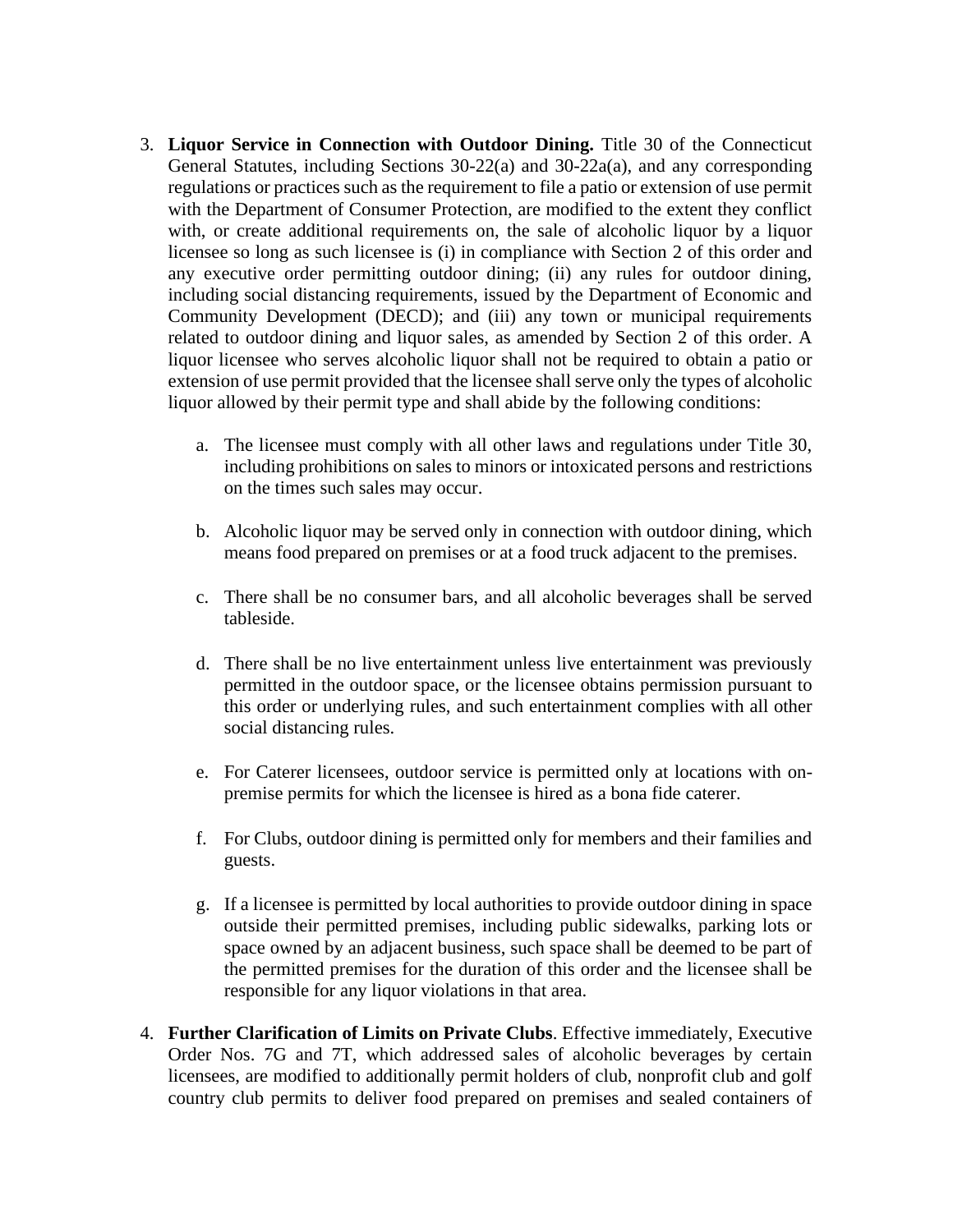3. **Liquor Service in Connection with Outdoor Dining.** Title 30 of the Connecticut General Statutes, including Sections 30-22(a) and 30-22a(a), and any corresponding regulations or practices such as the requirement to file a patio or extension of use permit with the Department of Consumer Protection, are modified to the extent they conflict with, or create additional requirements on, the sale of alcoholic liquor by a liquor licensee so long as such licensee is (i) in compliance with Section 2 of this order and any executive order permitting outdoor dining; (ii) any rules for outdoor dining, including social distancing requirements, issued by the Department of Economic and Community Development (DECD); and (iii) any town or municipal requirements related to outdoor dining and liquor sales, as amended by Section 2 of this order. A liquor licensee who serves alcoholic liquor shall not be required to obtain a patio or extension of use permit provided that the licensee shall serve only the types of alcoholic liquor allowed by their permit type and shall abide by the following conditions:

   a. The licensee must comply with all other laws and regulations under Title 30, including prohibitions on sales to minors or intoxicated persons and restrictions on the times such sales may occur.

   b. Alcoholic liquor may be served only in connection with outdoor dining, which means food prepared on premises or at a food truck adjacent to the premises.

   c. There shall be no consumer bars, and all alcoholic beverages shall be served tableside.

   d. There shall be no live entertainment unless live entertainment was previously permitted in the outdoor space, or the licensee obtains permission pursuant to this order or underlying rules, and such entertainment complies with all other social distancing rules.

   e. For Caterer licensees, outdoor service is permitted only at locations with on-premise permits for which the licensee is hired as a bona fide caterer.

   f. For Clubs, outdoor dining is permitted only for members and their families and guests.

   g. If a licensee is permitted by local authorities to provide outdoor dining in space outside their permitted premises, including public sidewalks, parking lots or space owned by an adjacent business, such space shall be deemed to be part of the permitted premises for the duration of this order and the licensee shall be responsible for any liquor violations in that area.

4. **Further Clarification of Limits on Private Clubs**. Effective immediately, Executive Order Nos. 7G and 7T, which addressed sales of alcoholic beverages by certain licensees, are modified to additionally permit holders of club, nonprofit club and golf country club permits to deliver food prepared on premises and sealed containers of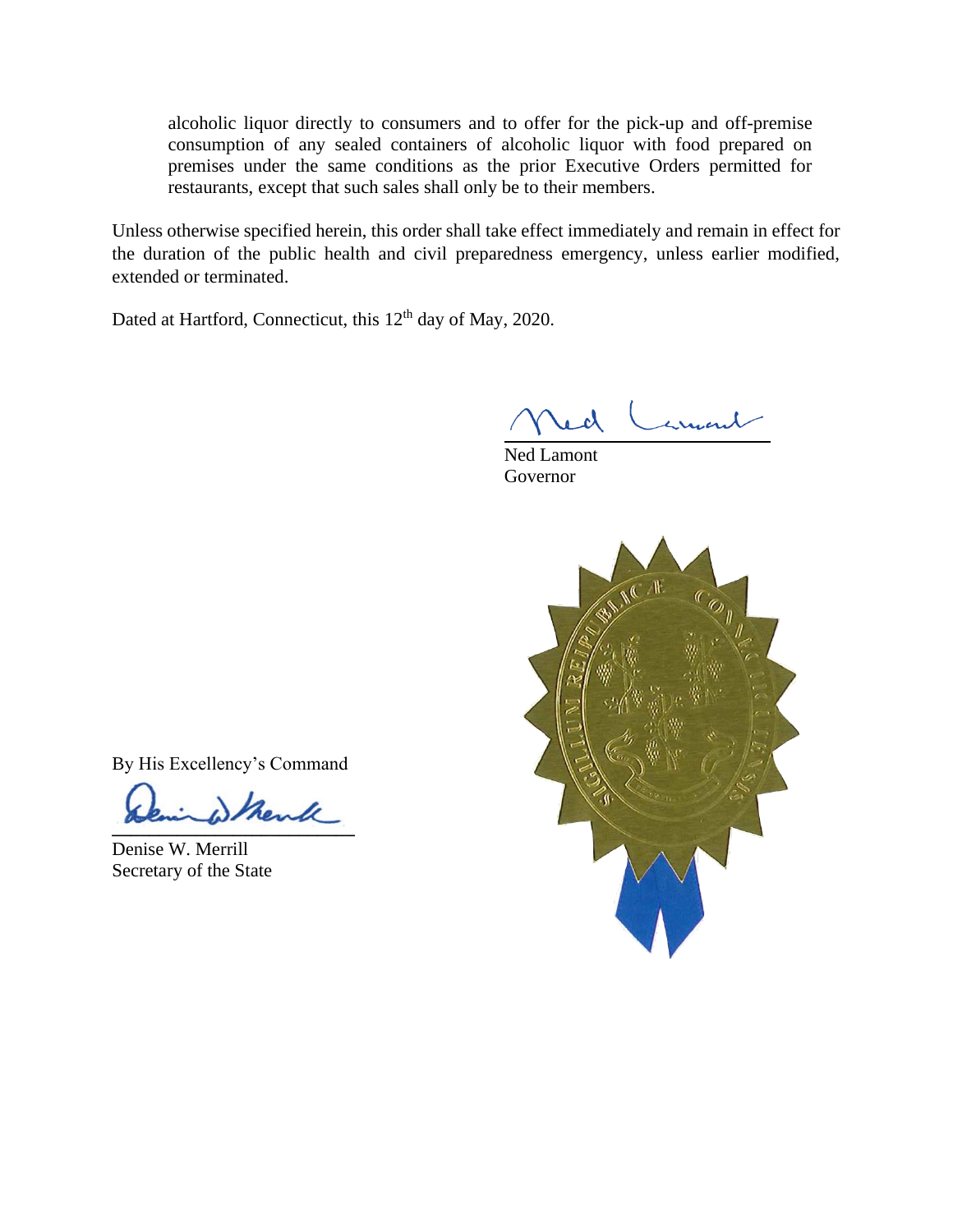alcoholic liquor directly to consumers and to offer for the pick-up and off-premise consumption of any sealed containers of alcoholic liquor with food prepared on premises under the same conditions as the prior Executive Orders permitted for restaurants, except that such sales shall only be to their members.

Unless otherwise specified herein, this order shall take effect immediately and remain in effect for the duration of the public health and civil preparedness emergency, unless earlier modified, extended or terminated.

Dated at Hartford, Connecticut, this 12th day of May, 2020.

Ned Lamont
Governor

By His Excellency's Command

Denise W. Merrill
Secretary of the State